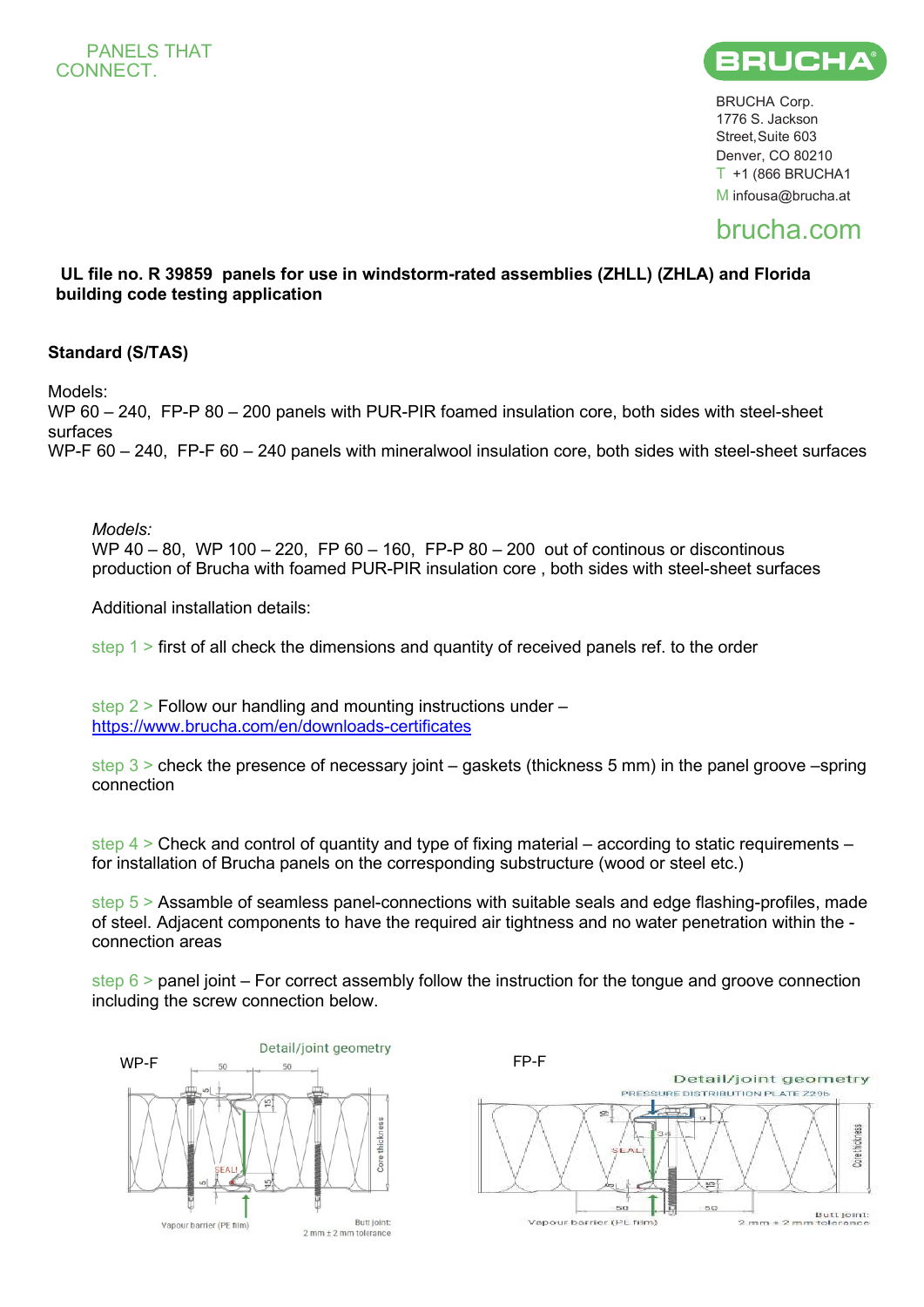PANELS THAT CONNECT.

BRUCHA

BRUCHA Corp.
1776 S. Jackson Street, Suite 603
Denver, CO 80210
T +1 (866 BRUCHA1
M infousa@brucha.at

brucha.com

**UL file no. R 39859 panels for use in windstorm-rated assemblies (ZHLL) (ZHLA) and Florida building code testing application**

**Standard (S/TAS)**

Models:
WP 60 – 240, FP-P 80 – 200 panels with PUR-PIR foamed insulation core, both sides with steel-sheet surfaces
WP-F 60 – 240, FP-F 60 – 240 panels with mineralwool insulation core, both sides with steel-sheet surfaces

*Models:*
WP 40 – 80, WP 100 – 220, FP 60 – 160, FP-P 80 – 200 out of continous or discontinous production of Brucha with foamed PUR-PIR insulation core , both sides with steel-sheet surfaces

Additional installation details:

step 1 > first of all check the dimensions and quantity of received panels ref. to the order

step 2 > Follow our handling and mounting instructions under – https://www.brucha.com/en/downloads-certificates

step 3 > check the presence of necessary joint – gaskets (thickness 5 mm) in the panel groove –spring connection

step 4 > Check and control of quantity and type of fixing material – according to static requirements – for installation of Brucha panels on the corresponding substructure (wood or steel etc.)

step 5 > Assamble of seamless panel-connections with suitable seals and edge flashing-profiles, made of steel. Adjacent components to have the required air tightness and no water penetration within the - connection areas

step 6 > panel joint – For correct assembly follow the instruction for the tongue and groove connection including the screw connection below.

WP-F

Detail/joint geometry

50 50 15 5 SEAL! 5 15 Core thickness

Vapour barrier (PE film)

Butt joint: 2 mm ± 2 mm tolerance

FP-F

Detail/joint geometry

PRESSURE DISTRIBUTION PLATE Z29b

19 6 34 SEAL! 15 Core thickness 50 50

Vapour barrier (PE film)

Butt joint: 2 mm ± 2 mm tolerance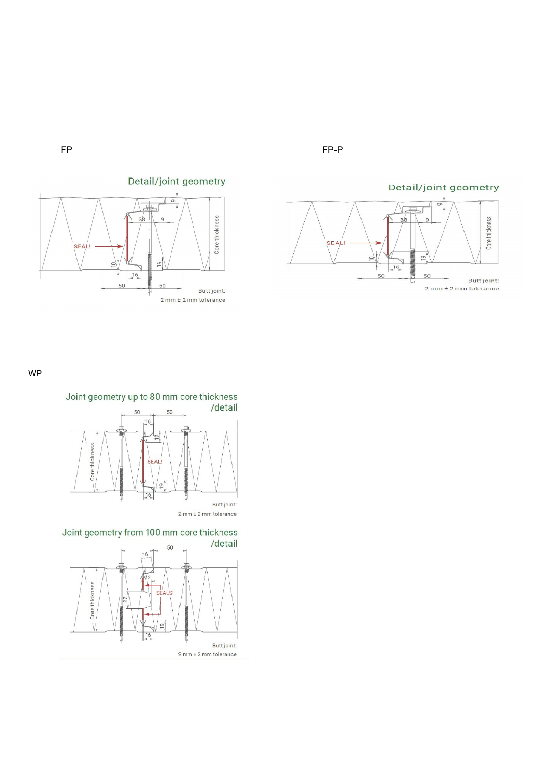FP

Detail/joint geometry

9
38
9
SEAL!
10
19
16
Core thickness
50
50
Butt joint:
2 mm ± 2 mm tolerance

FP-P

Detail/joint geometry

9
38
9
SEAL!
10
19
16
Core thickness
50
50
Butt joint:
2 mm ± 2 mm tolerance

WP

Joint geometry up to 80 mm core thickness /detail

50
50
16
19
SEAL!
Core thickness
19
16
Butt joint:
2 mm ± 2 mm tolerance

Joint geometry from 100 mm core thickness /detail

16
50
12
SEALS!
27
Core thickness
19
16
Butt joint:
2 mm ± 2 mm tolerance